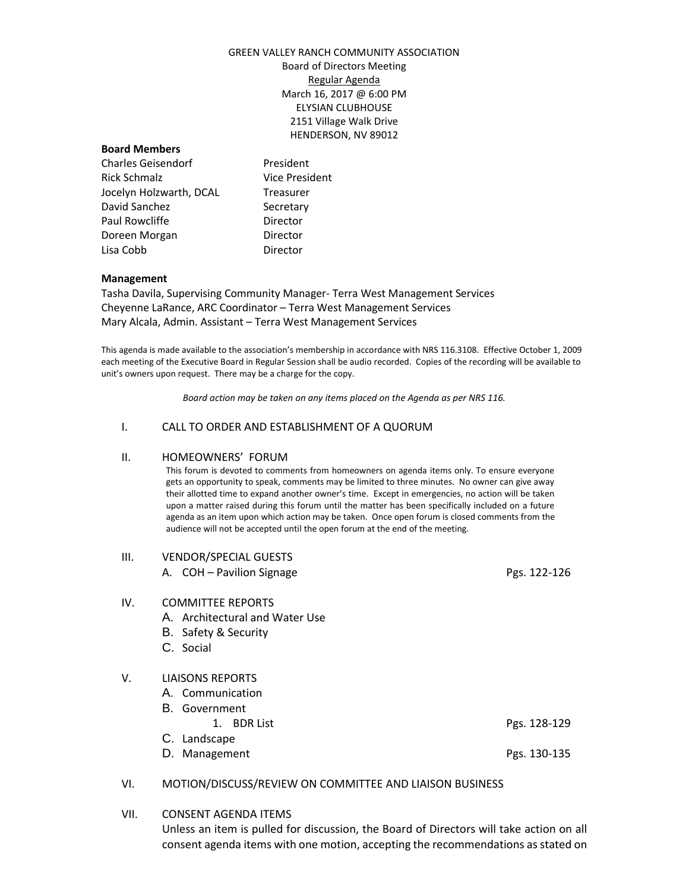GREEN VALLEY RANCH COMMUNITY ASSOCIATION
Board of Directors Meeting
<u>Regular Agenda</u>
March 16, 2017 @ 6:00 PM
ELYSIAN CLUBHOUSE
2151 Village Walk Drive
HENDERSON, NV 89012

**Board Members**

| | |
|---|---|
| Charles Geisendorf | President |
| Rick Schmalz | Vice President |
| Jocelyn Holzwarth, DCAL | Treasurer |
| David Sanchez | Secretary |
| Paul Rowcliffe | Director |
| Doreen Morgan | Director |
| Lisa Cobb | Director |

**Management**

Tasha Davila, Supervising Community Manager- Terra West Management Services
Cheyenne LaRance, ARC Coordinator – Terra West Management Services
Mary Alcala, Admin. Assistant – Terra West Management Services

This agenda is made available to the association's membership in accordance with NRS 116.3108. Effective October 1, 2009 each meeting of the Executive Board in Regular Session shall be audio recorded. Copies of the recording will be available to unit's owners upon request. There may be a charge for the copy.

*Board action may be taken on any items placed on the Agenda as per NRS 116.*

I. CALL TO ORDER AND ESTABLISHMENT OF A QUORUM

II. HOMEOWNERS' FORUM

This forum is devoted to comments from homeowners on agenda items only. To ensure everyone gets an opportunity to speak, comments may be limited to three minutes. No owner can give away their allotted time to expand another owner's time. Except in emergencies, no action will be taken upon a matter raised during this forum until the matter has been specifically included on a future agenda as an item upon which action may be taken. Once open forum is closed comments from the audience will not be accepted until the open forum at the end of the meeting.

III. VENDOR/SPECIAL GUESTS
   A. COH – Pavilion Signage — Pgs. 122-126

IV. COMMITTEE REPORTS
   A. Architectural and Water Use
   B. Safety & Security
   C. Social

V. LIAISONS REPORTS
   A. Communication
   B. Government
      1. BDR List — Pgs. 128-129
   C. Landscape
   D. Management — Pgs. 130-135

VI. MOTION/DISCUSS/REVIEW ON COMMITTEE AND LIAISON BUSINESS

VII. CONSENT AGENDA ITEMS

Unless an item is pulled for discussion, the Board of Directors will take action on all consent agenda items with one motion, accepting the recommendations as stated on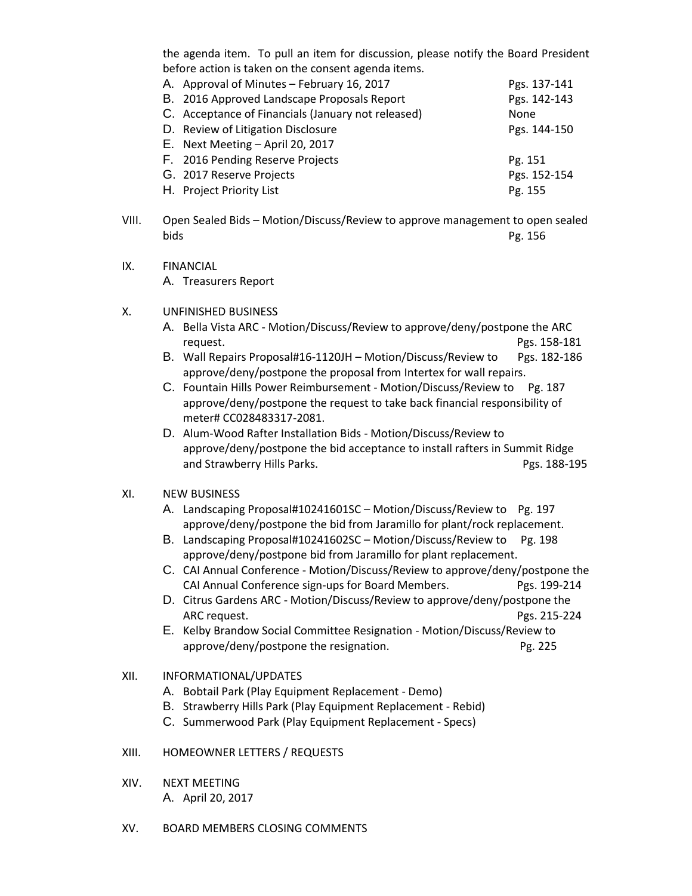the agenda item. To pull an item for discussion, please notify the Board President before action is taken on the consent agenda items.

A. Approval of Minutes – February 16, 2017 Pgs. 137-141
B. 2016 Approved Landscape Proposals Report Pgs. 142-143
C. Acceptance of Financials (January not released) None
D. Review of Litigation Disclosure Pgs. 144-150
E. Next Meeting – April 20, 2017
F. 2016 Pending Reserve Projects Pg. 151
G. 2017 Reserve Projects Pgs. 152-154
H. Project Priority List Pg. 155

VIII. Open Sealed Bids – Motion/Discuss/Review to approve management to open sealed bids Pg. 156

IX. FINANCIAL

A. Treasurers Report

X. UNFINISHED BUSINESS

A. Bella Vista ARC - Motion/Discuss/Review to approve/deny/postpone the ARC request. Pgs. 158-181
B. Wall Repairs Proposal#16-1120JH – Motion/Discuss/Review to approve/deny/postpone the proposal from Intertex for wall repairs. Pgs. 182-186
C. Fountain Hills Power Reimbursement - Motion/Discuss/Review to approve/deny/postpone the request to take back financial responsibility of meter# CC028483317-2081. Pg. 187
D. Alum-Wood Rafter Installation Bids - Motion/Discuss/Review to approve/deny/postpone the bid acceptance to install rafters in Summit Ridge and Strawberry Hills Parks. Pgs. 188-195

XI. NEW BUSINESS

A. Landscaping Proposal#10241601SC – Motion/Discuss/Review to approve/deny/postpone the bid from Jaramillo for plant/rock replacement. Pg. 197
B. Landscaping Proposal#10241602SC – Motion/Discuss/Review to approve/deny/postpone bid from Jaramillo for plant replacement. Pg. 198
C. CAI Annual Conference - Motion/Discuss/Review to approve/deny/postpone the CAI Annual Conference sign-ups for Board Members. Pgs. 199-214
D. Citrus Gardens ARC - Motion/Discuss/Review to approve/deny/postpone the ARC request. Pgs. 215-224
E. Kelby Brandow Social Committee Resignation - Motion/Discuss/Review to approve/deny/postpone the resignation. Pg. 225

XII. INFORMATIONAL/UPDATES

A. Bobtail Park (Play Equipment Replacement - Demo)
B. Strawberry Hills Park (Play Equipment Replacement - Rebid)
C. Summerwood Park (Play Equipment Replacement - Specs)

XIII. HOMEOWNER LETTERS / REQUESTS

XIV. NEXT MEETING

A. April 20, 2017

XV. BOARD MEMBERS CLOSING COMMENTS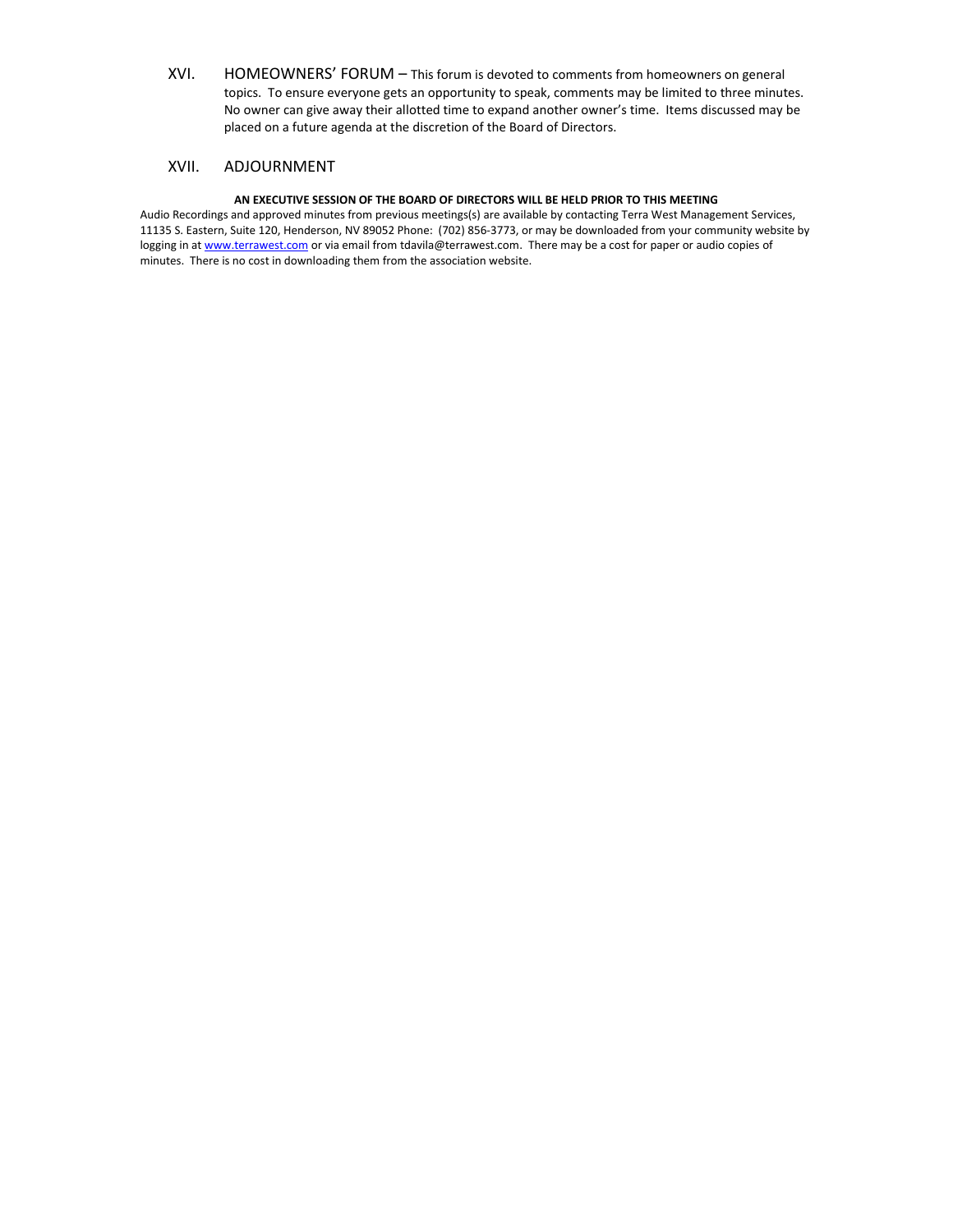XVI. HOMEOWNERS' FORUM – This forum is devoted to comments from homeowners on general topics. To ensure everyone gets an opportunity to speak, comments may be limited to three minutes. No owner can give away their allotted time to expand another owner's time. Items discussed may be placed on a future agenda at the discretion of the Board of Directors.

XVII. ADJOURNMENT

**AN EXECUTIVE SESSION OF THE BOARD OF DIRECTORS WILL BE HELD PRIOR TO THIS MEETING**

Audio Recordings and approved minutes from previous meetings(s) are available by contacting Terra West Management Services, 11135 S. Eastern, Suite 120, Henderson, NV 89052 Phone: (702) 856-3773, or may be downloaded from your community website by logging in at [www.terrawest.com](http://www.terrawest.com) or via email from tdavila@terrawest.com. There may be a cost for paper or audio copies of minutes. There is no cost in downloading them from the association website.